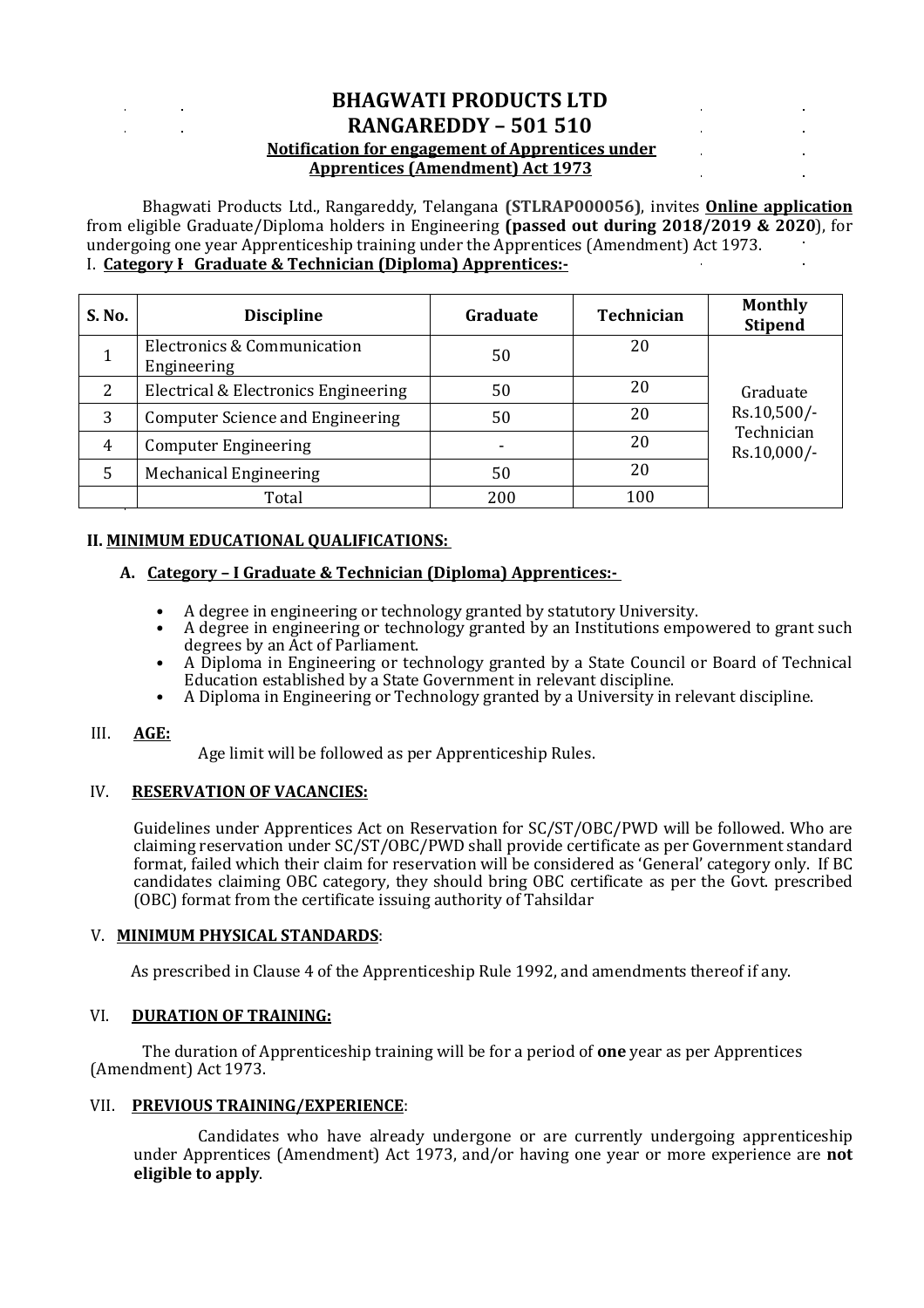# BHAGWATI PRODUCTS LTD
# RANGAREDDY – 501 510

**Notification for engagement of Apprentices under Apprentices (Amendment) Act 1973**

Bhagwati Products Ltd., Rangareddy, Telangana **(STLRAP000056)**, invites **Online application** from eligible Graduate/Diploma holders in Engineering **(passed out during 2018/2019 & 2020)**, for undergoing one year Apprenticeship training under the Apprentices (Amendment) Act 1973.

I. **Category I Graduate & Technician (Diploma) Apprentices:-**

| S. No. | Discipline | Graduate | Technician | Monthly Stipend |
|---|---|---|---|---|
| 1 | Electronics & Communication Engineering | 50 | 20 | Graduate Rs.10,500/- Technician Rs.10,000/- |
| 2 | Electrical & Electronics Engineering | 50 | 20 | |
| 3 | Computer Science and Engineering | 50 | 20 | |
| 4 | Computer Engineering | - | 20 | |
| 5 | Mechanical Engineering | 50 | 20 | |
| | Total | 200 | 100 | |

## II. MINIMUM EDUCATIONAL QUALIFICATIONS:

### A. Category – I Graduate & Technician (Diploma) Apprentices:-

- A degree in engineering or technology granted by statutory University.
- A degree in engineering or technology granted by an Institutions empowered to grant such degrees by an Act of Parliament.
- A Diploma in Engineering or technology granted by a State Council or Board of Technical Education established by a State Government in relevant discipline.
- A Diploma in Engineering or Technology granted by a University in relevant discipline.

## III. AGE:

Age limit will be followed as per Apprenticeship Rules.

## IV. RESERVATION OF VACANCIES:

Guidelines under Apprentices Act on Reservation for SC/ST/OBC/PWD will be followed. Who are claiming reservation under SC/ST/OBC/PWD shall provide certificate as per Government standard format, failed which their claim for reservation will be considered as 'General' category only. If BC candidates claiming OBC category, they should bring OBC certificate as per the Govt. prescribed (OBC) format from the certificate issuing authority of Tahsildar

## V. MINIMUM PHYSICAL STANDARDS:

As prescribed in Clause 4 of the Apprenticeship Rule 1992, and amendments thereof if any.

## VI. DURATION OF TRAINING:

The duration of Apprenticeship training will be for a period of **one** year as per Apprentices (Amendment) Act 1973.

## VII. PREVIOUS TRAINING/EXPERIENCE:

Candidates who have already undergone or are currently undergoing apprenticeship under Apprentices (Amendment) Act 1973, and/or having one year or more experience are **not eligible to apply**.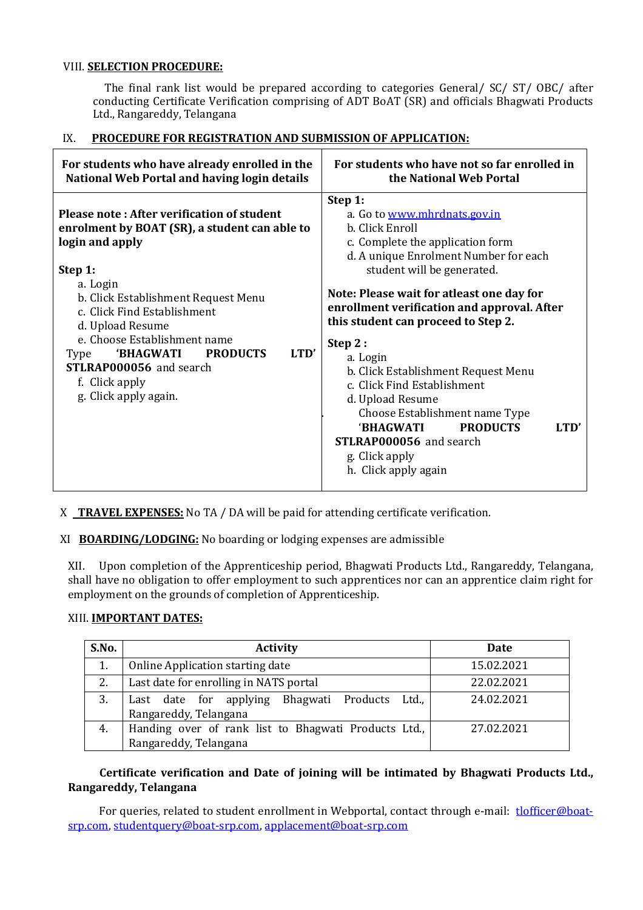VIII. **SELECTION PROCEDURE:**

The final rank list would be prepared according to categories General/ SC/ ST/ OBC/ after conducting Certificate Verification comprising of ADT BoAT (SR) and officials Bhagwati Products Ltd., Rangareddy, Telangana

IX. **PROCEDURE FOR REGISTRATION AND SUBMISSION OF APPLICATION:**

| For students who have already enrolled in the National Web Portal and having login details | For students who have not so far enrolled in the National Web Portal |
|---|---|
| **Please note : After verification of student enrolment by BOAT (SR), a student can able to login and apply**<br><br>**Step 1:**<br>a. Login<br>b. Click Establishment Request Menu<br>c. Click Find Establishment<br>d. Upload Resume<br>e. Choose Establishment name Type **'BHAGWATI PRODUCTS LTD' STLRAP000056** and search<br>f. Click apply<br>g. Click apply again. | **Step 1:**<br>a. Go to www.mhrdnats.gov.in<br>b. Click Enroll<br>c. Complete the application form<br>d. A unique Enrolment Number for each student will be generated.<br><br>**Note: Please wait for atleast one day for enrollment verification and approval. After this student can proceed to Step 2.**<br><br>**Step 2 :**<br>a. Login<br>b. Click Establishment Request Menu<br>c. Click Find Establishment<br>d. Upload Resume<br>Choose Establishment name Type **'BHAGWATI PRODUCTS LTD' STLRAP000056** and search<br>g. Click apply<br>h. Click apply again |

X **TRAVEL EXPENSES:** No TA / DA will be paid for attending certificate verification.

XI **BOARDING/LODGING:** No boarding or lodging expenses are admissible

XII. Upon completion of the Apprenticeship period, Bhagwati Products Ltd., Rangareddy, Telangana, shall have no obligation to offer employment to such apprentices nor can an apprentice claim right for employment on the grounds of completion of Apprenticeship.

XIII. **IMPORTANT DATES:**

| S.No. | Activity | Date |
|---|---|---|
| 1. | Online Application starting date | 15.02.2021 |
| 2. | Last date for enrolling in NATS portal | 22.02.2021 |
| 3. | Last date for applying Bhagwati Products Ltd., Rangareddy, Telangana | 24.02.2021 |
| 4. | Handing over of rank list to Bhagwati Products Ltd., Rangareddy, Telangana | 27.02.2021 |

**Certificate verification and Date of joining will be intimated by Bhagwati Products Ltd., Rangareddy, Telangana**

For queries, related to student enrollment in Webportal, contact through e-mail: tlofficer@boat-srp.com, studentquery@boat-srp.com, applacement@boat-srp.com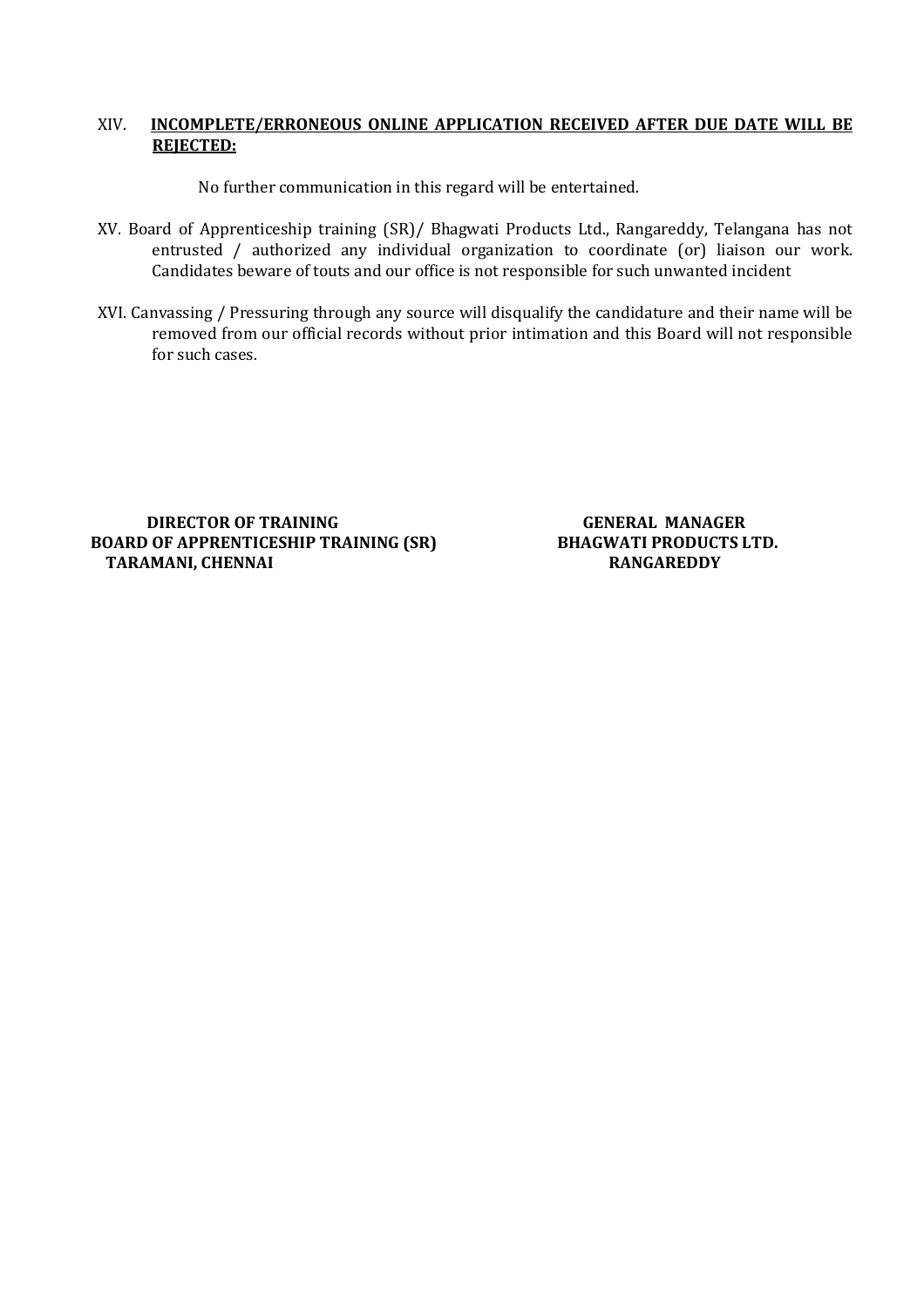XIV. **<u>INCOMPLETE/ERRONEOUS ONLINE APPLICATION RECEIVED AFTER DUE DATE WILL BE REJECTED:</u>**

No further communication in this regard will be entertained.

XV. Board of Apprenticeship training (SR)/ Bhagwati Products Ltd., Rangareddy, Telangana has not entrusted / authorized any individual organization to coordinate (or) liaison our work. Candidates beware of touts and our office is not responsible for such unwanted incident

XVI. Canvassing / Pressuring through any source will disqualify the candidature and their name will be removed from our official records without prior intimation and this Board will not responsible for such cases.

**DIRECTOR OF TRAINING**
**BOARD OF APPRENTICESHIP TRAINING (SR)**
**TARAMANI, CHENNAI**

**GENERAL MANAGER**
**BHAGWATI PRODUCTS LTD.**
**RANGAREDDY**